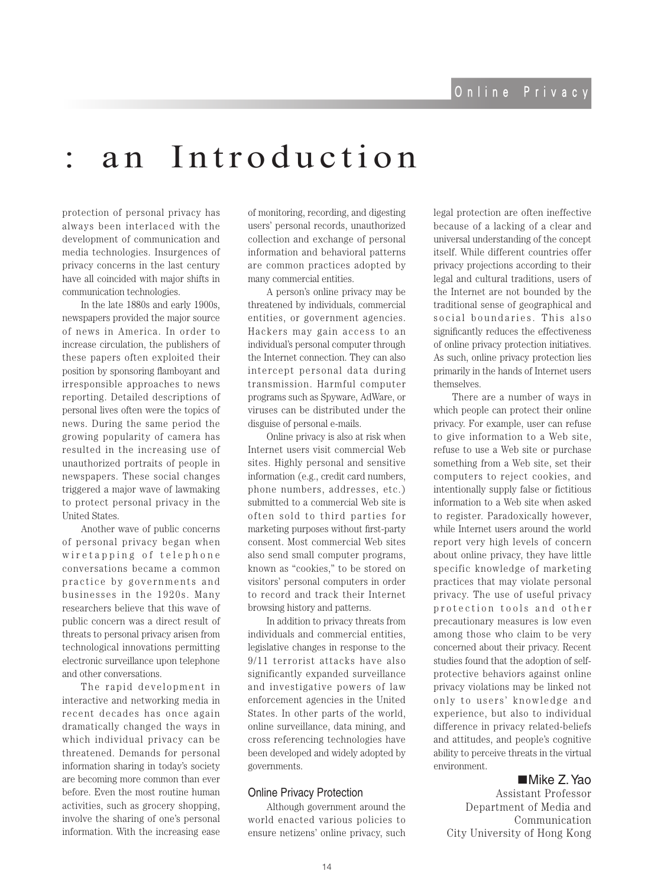# Online Privacy: an Introduction

protection of personal privacy has always been interlaced with the development of communication and media technologies. Insurgences of privacy concerns in the last century have all coincided with major shifts in communication technologies.

In the late 1880s and early 1900s, newspapers provided the major source of news in America. In order to increase circulation, the publishers of these papers often exploited their position by sponsoring flamboyant and irresponsible approaches to news reporting. Detailed descriptions of personal lives often were the topics of news. During the same period the growing popularity of camera has resulted in the increasing use of unauthorized portraits of people in newspapers. These social changes triggered a major wave of lawmaking to protect personal privacy in the United States.

Another wave of public concerns of personal privacy began when wiretapping of telephone conversations became a common practice by governments and businesses in the 1920s. Many researchers believe that this wave of public concern was a direct result of threats to personal privacy arisen from technological innovations permitting electronic surveillance upon telephone and other conversations.

The rapid development in interactive and networking media in recent decades has once again dramatically changed the ways in which individual privacy can be threatened. Demands for personal information sharing in today's society are becoming more common than ever before. Even the most routine human activities, such as grocery shopping, involve the sharing of one's personal information. With the increasing ease of monitoring, recording, and digesting users' personal records, unauthorized collection and exchange of personal information and behavioral patterns are common practices adopted by many commercial entities.

A person's online privacy may be threatened by individuals, commercial entities, or government agencies. Hackers may gain access to an individual's personal computer through the Internet connection. They can also intercept personal data during transmission. Harmful computer programs such as Spyware, AdWare, or viruses can be distributed under the disguise of personal e-mails.

Online privacy is also at risk when Internet users visit commercial Web sites. Highly personal and sensitive information (e.g., credit card numbers, phone numbers, addresses, etc.) submitted to a commercial Web site is often sold to third parties for marketing purposes without first-party consent. Most commercial Web sites also send small computer programs, known as "cookies," to be stored on visitors' personal computers in order to record and track their Internet browsing history and patterns.

In addition to privacy threats from individuals and commercial entities, legislative changes in response to the 9/11 terrorist attacks have also significantly expanded surveillance and investigative powers of law enforcement agencies in the United States. In other parts of the world, online surveillance, data mining, and cross referencing technologies have been developed and widely adopted by governments.

## Online Privacy Protection

Although government around the world enacted various policies to ensure netizens' online privacy, such legal protection are often ineffective because of a lacking of a clear and universal understanding of the concept itself. While different countries offer privacy projections according to their legal and cultural traditions, users of the Internet are not bounded by the traditional sense of geographical and social boundaries. This also significantly reduces the effectiveness of online privacy protection initiatives. As such, online privacy protection lies primarily in the hands of Internet users themselves.

There are a number of ways in which people can protect their online privacy. For example, user can refuse to give information to a Web site, refuse to use a Web site or purchase something from a Web site, set their computers to reject cookies, and intentionally supply false or fictitious information to a Web site when asked to register. Paradoxically however, while Internet users around the world report very high levels of concern about online privacy, they have little specific knowledge of marketing practices that may violate personal privacy. The use of useful privacy protection tools and other precautionary measures is low even among those who claim to be very concerned about their privacy. Recent studies found that the adoption of self-protective behaviors against online privacy violations may be linked not only to users' knowledge and experience, but also to individual difference in privacy related-beliefs and attitudes, and people's cognitive ability to perceive threats in the virtual environment.

■Mike Z. Yao
Assistant Professor
Department of Media and Communication
City University of Hong Kong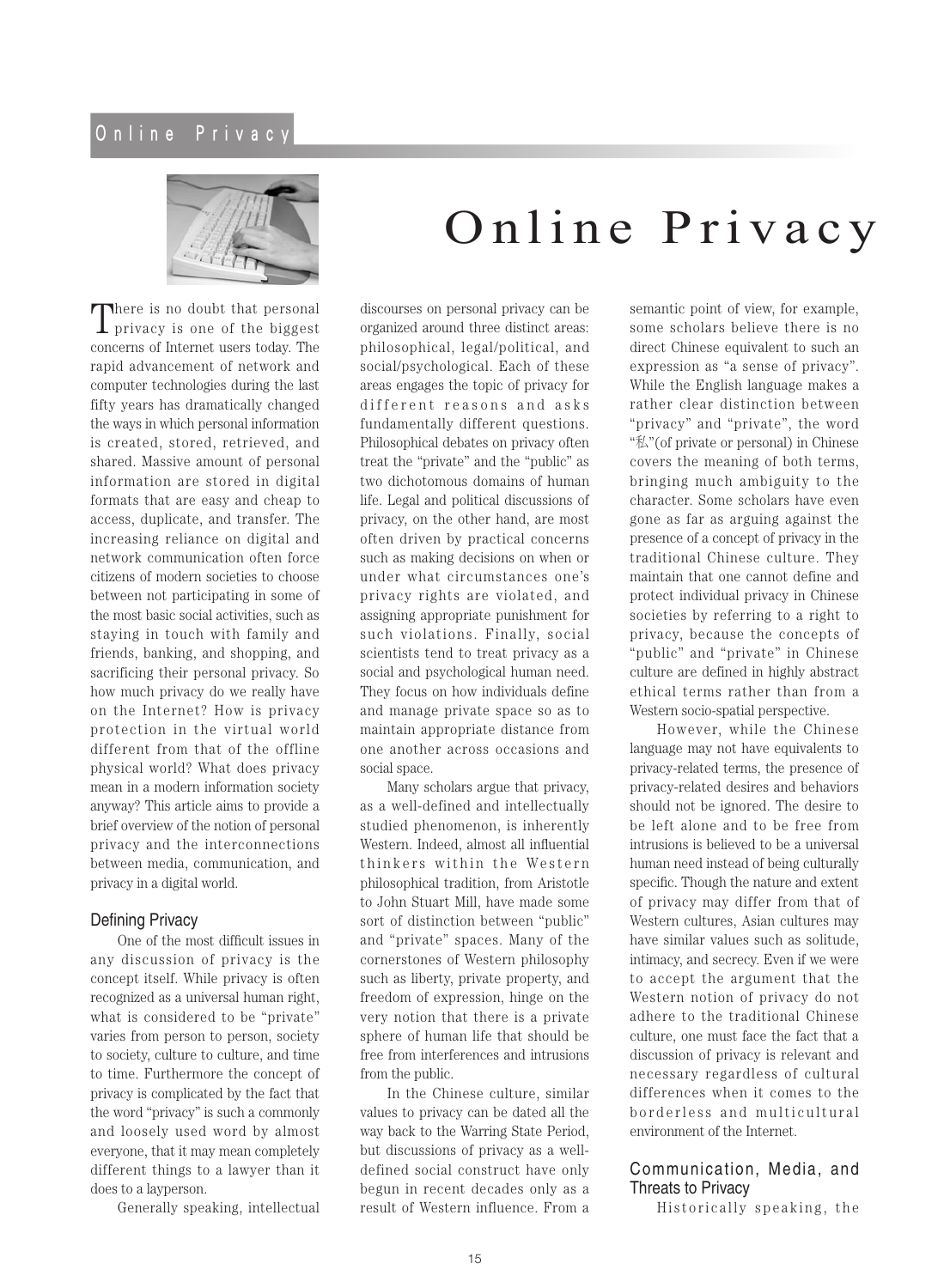# Online Privacy

There is no doubt that personal privacy is one of the biggest concerns of Internet users today. The rapid advancement of network and computer technologies during the last fifty years has dramatically changed the ways in which personal information is created, stored, retrieved, and shared. Massive amount of personal information are stored in digital formats that are easy and cheap to access, duplicate, and transfer. The increasing reliance on digital and network communication often force citizens of modern societies to choose between not participating in some of the most basic social activities, such as staying in touch with family and friends, banking, and shopping, and sacrificing their personal privacy. So how much privacy do we really have on the Internet? How is privacy protection in the virtual world different from that of the offline physical world? What does privacy mean in a modern information society anyway? This article aims to provide a brief overview of the notion of personal privacy and the interconnections between media, communication, and privacy in a digital world.

## Defining Privacy

One of the most difficult issues in any discussion of privacy is the concept itself. While privacy is often recognized as a universal human right, what is considered to be "private" varies from person to person, society to society, culture to culture, and time to time. Furthermore the concept of privacy is complicated by the fact that the word "privacy" is such a commonly and loosely used word by almost everyone, that it may mean completely different things to a lawyer than it does to a layperson.

Generally speaking, intellectual discourses on personal privacy can be organized around three distinct areas: philosophical, legal/political, and social/psychological. Each of these areas engages the topic of privacy for different reasons and asks fundamentally different questions. Philosophical debates on privacy often treat the "private" and the "public" as two dichotomous domains of human life. Legal and political discussions of privacy, on the other hand, are most often driven by practical concerns such as making decisions on when or under what circumstances one's privacy rights are violated, and assigning appropriate punishment for such violations. Finally, social scientists tend to treat privacy as a social and psychological human need. They focus on how individuals define and manage private space so as to maintain appropriate distance from one another across occasions and social space.

Many scholars argue that privacy, as a well-defined and intellectually studied phenomenon, is inherently Western. Indeed, almost all influential thinkers within the Western philosophical tradition, from Aristotle to John Stuart Mill, have made some sort of distinction between "public" and "private" spaces. Many of the cornerstones of Western philosophy such as liberty, private property, and freedom of expression, hinge on the very notion that there is a private sphere of human life that should be free from interferences and intrusions from the public.

In the Chinese culture, similar values to privacy can be dated all the way back to the Warring State Period, but discussions of privacy as a well-defined social construct have only begun in recent decades only as a result of Western influence. From a semantic point of view, for example, some scholars believe there is no direct Chinese equivalent to such an expression as "a sense of privacy". While the English language makes a rather clear distinction between "privacy" and "private", the word "私"(of private or personal) in Chinese covers the meaning of both terms, bringing much ambiguity to the character. Some scholars have even gone as far as arguing against the presence of a concept of privacy in the traditional Chinese culture. They maintain that one cannot define and protect individual privacy in Chinese societies by referring to a right to privacy, because the concepts of "public" and "private" in Chinese culture are defined in highly abstract ethical terms rather than from a Western socio-spatial perspective.

However, while the Chinese language may not have equivalents to privacy-related terms, the presence of privacy-related desires and behaviors should not be ignored. The desire to be left alone and to be free from intrusions is believed to be a universal human need instead of being culturally specific. Though the nature and extent of privacy may differ from that of Western cultures, Asian cultures may have similar values such as solitude, intimacy, and secrecy. Even if we were to accept the argument that the Western notion of privacy do not adhere to the traditional Chinese culture, one must face the fact that a discussion of privacy is relevant and necessary regardless of cultural differences when it comes to the borderless and multicultural environment of the Internet.

## Communication, Media, and Threats to Privacy

Historically speaking, the